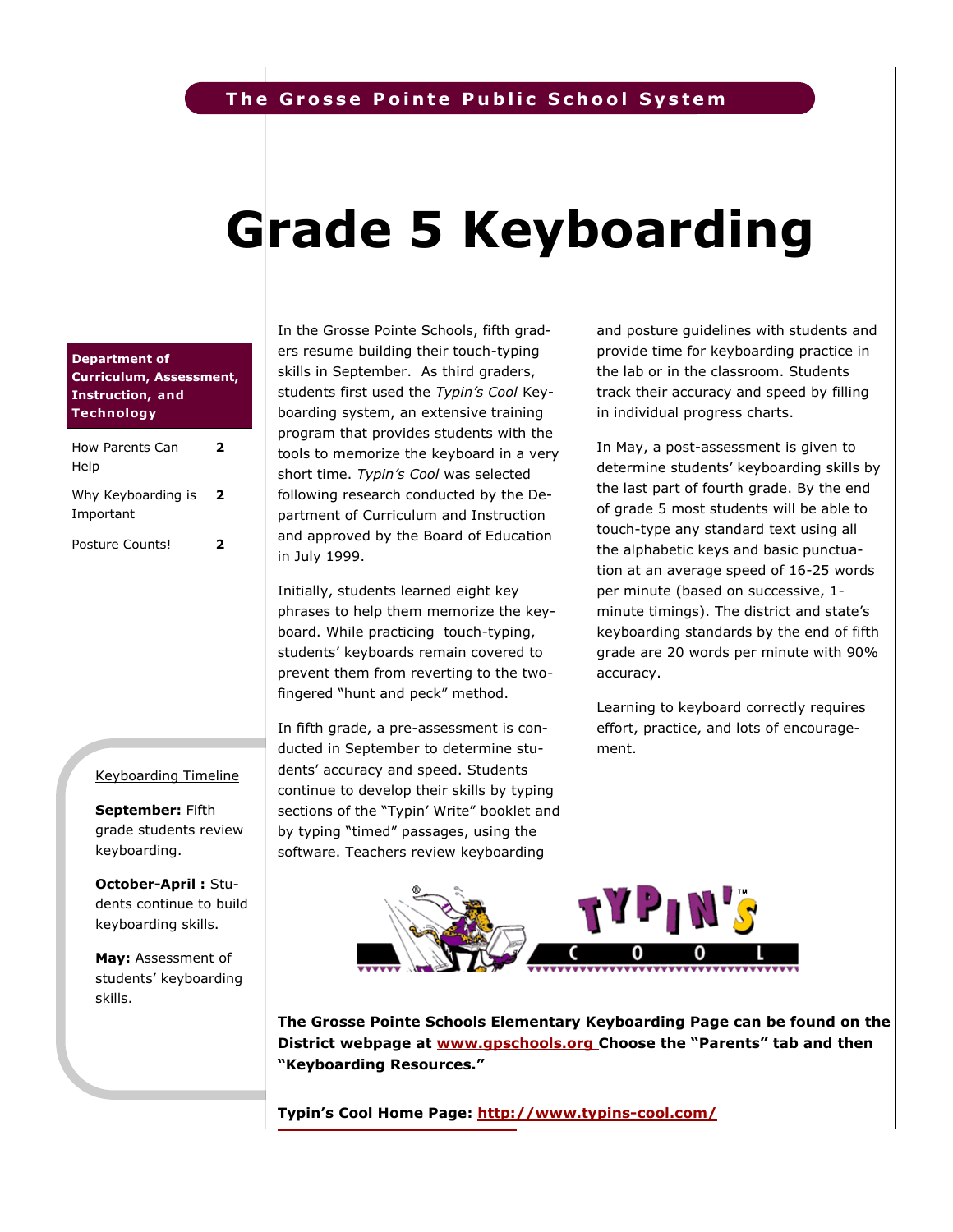The Grosse Pointe Public School System

# Grade 5 Keyboarding

**Department of Curriculum, Assessment, Instruction, and Technology**

| | |
|---|---|
| How Parents Can Help | 2 |
| Why Keyboarding is Important | 2 |
| Posture Counts! | 2 |

In the Grosse Pointe Schools, fifth graders resume building their touch-typing skills in September. As third graders, students first used the *Typin's Cool* Keyboarding system, an extensive training program that provides students with the tools to memorize the keyboard in a very short time. *Typin's Cool* was selected following research conducted by the Department of Curriculum and Instruction and approved by the Board of Education in July 1999.

Initially, students learned eight key phrases to help them memorize the keyboard. While practicing touch-typing, students' keyboards remain covered to prevent them from reverting to the two-fingered "hunt and peck" method.

In fifth grade, a pre-assessment is conducted in September to determine students' accuracy and speed. Students continue to develop their skills by typing sections of the "Typin' Write" booklet and by typing "timed" passages, using the software. Teachers review keyboarding and posture guidelines with students and provide time for keyboarding practice in the lab or in the classroom. Students track their accuracy and speed by filling in individual progress charts.

In May, a post-assessment is given to determine students' keyboarding skills by the last part of fourth grade. By the end of grade 5 most students will be able to touch-type any standard text using all the alphabetic keys and basic punctuation at an average speed of 16-25 words per minute (based on successive, 1-minute timings). The district and state's keyboarding standards by the end of fifth grade are 20 words per minute with 90% accuracy.

Learning to keyboard correctly requires effort, practice, and lots of encouragement.

Keyboarding Timeline

**September:** Fifth grade students review keyboarding.

**October-April :** Students continue to build keyboarding skills.

**May:** Assessment of students' keyboarding skills.

**The Grosse Pointe Schools Elementary Keyboarding Page can be found on the District webpage at www.gpschools.org Choose the "Parents" tab and then "Keyboarding Resources."**

**Typin's Cool Home Page: http://www.typins-cool.com/**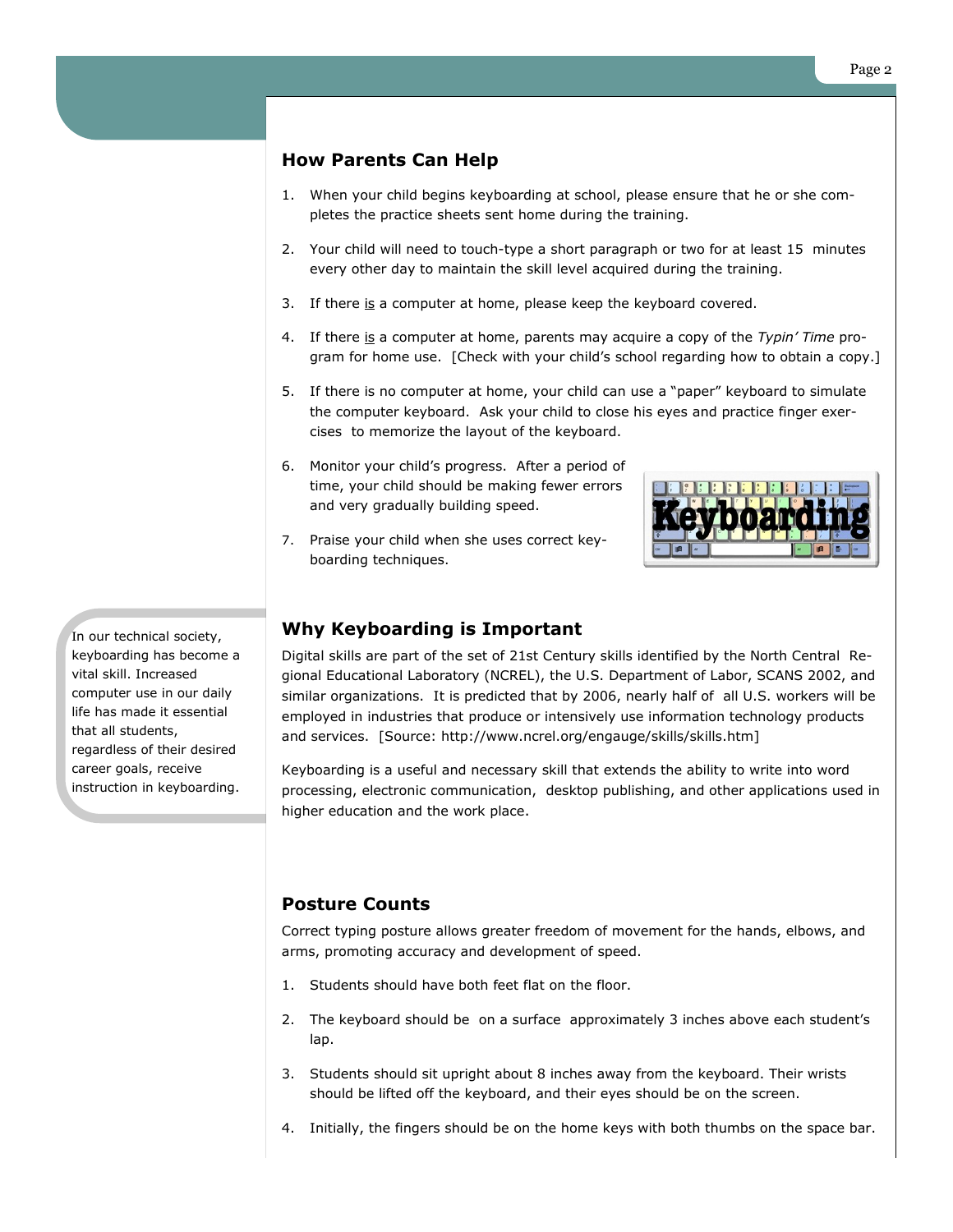## How Parents Can Help

1. When your child begins keyboarding at school, please ensure that he or she completes the practice sheets sent home during the training.
2. Your child will need to touch-type a short paragraph or two for at least 15 minutes every other day to maintain the skill level acquired during the training.
3. If there is a computer at home, please keep the keyboard covered.
4. If there is a computer at home, parents may acquire a copy of the *Typin' Time* program for home use. [Check with your child's school regarding how to obtain a copy.]
5. If there is no computer at home, your child can use a "paper" keyboard to simulate the computer keyboard. Ask your child to close his eyes and practice finger exercises to memorize the layout of the keyboard.
6. Monitor your child's progress. After a period of time, your child should be making fewer errors and very gradually building speed.
7. Praise your child when she uses correct keyboarding techniques.

In our technical society, keyboarding has become a vital skill. Increased computer use in our daily life has made it essential that all students, regardless of their desired career goals, receive instruction in keyboarding.

## Why Keyboarding is Important

Digital skills are part of the set of 21st Century skills identified by the North Central Regional Educational Laboratory (NCREL), the U.S. Department of Labor, SCANS 2002, and similar organizations. It is predicted that by 2006, nearly half of all U.S. workers will be employed in industries that produce or intensively use information technology products and services. [Source: http://www.ncrel.org/engauge/skills/skills.htm]

Keyboarding is a useful and necessary skill that extends the ability to write into word processing, electronic communication, desktop publishing, and other applications used in higher education and the work place.

## Posture Counts

Correct typing posture allows greater freedom of movement for the hands, elbows, and arms, promoting accuracy and development of speed.

1. Students should have both feet flat on the floor.
2. The keyboard should be on a surface approximately 3 inches above each student's lap.
3. Students should sit upright about 8 inches away from the keyboard. Their wrists should be lifted off the keyboard, and their eyes should be on the screen.
4. Initially, the fingers should be on the home keys with both thumbs on the space bar.